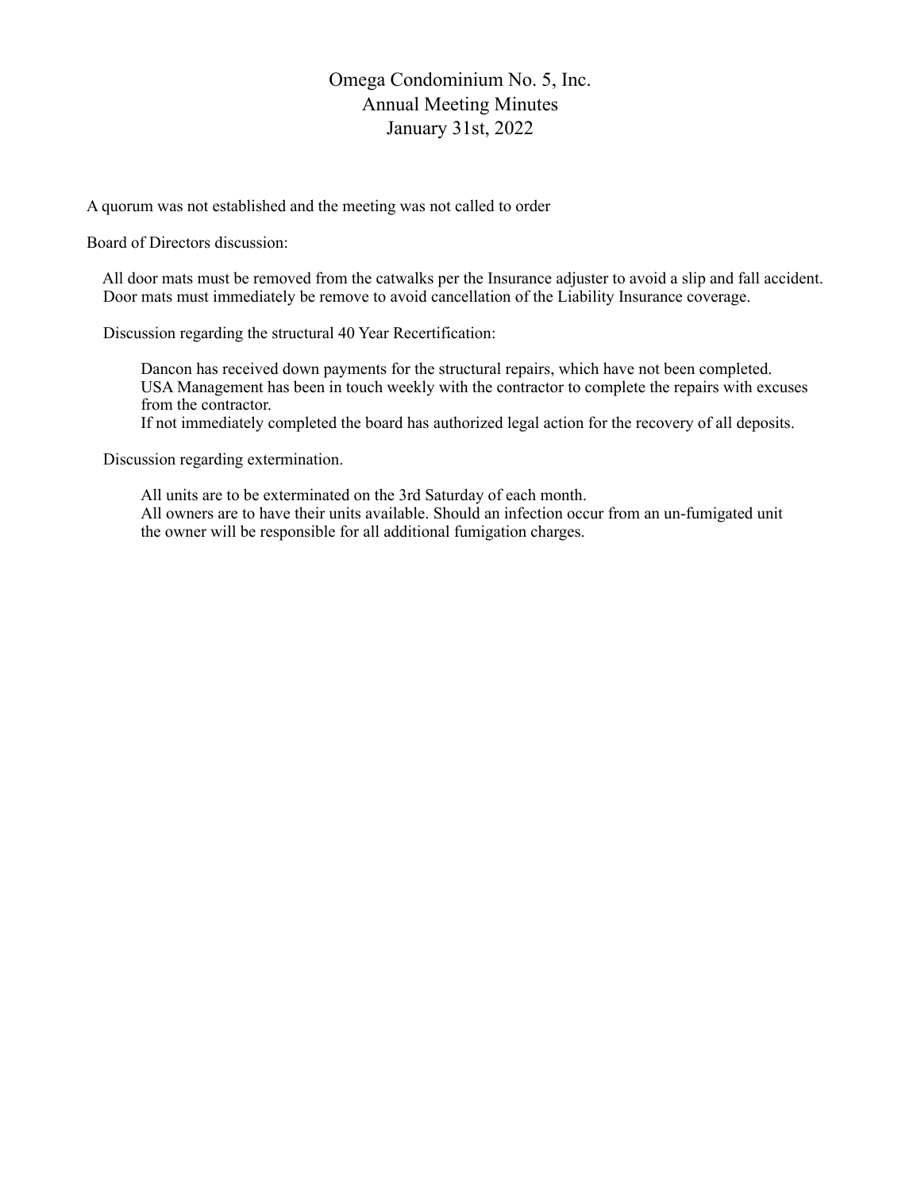# Omega Condominium No. 5, Inc.
## Annual Meeting Minutes
## January 31st, 2022

A quorum was not established and the meeting was not called to order

Board of Directors discussion:

All door mats must be removed from the catwalks per the Insurance adjuster to avoid a slip and fall accident. Door mats must immediately be remove to avoid cancellation of the Liability Insurance coverage.

Discussion regarding the structural 40 Year Recertification:

> Dancon has received down payments for the structural repairs, which have not been completed.
> USA Management has been in touch weekly with the contractor to complete the repairs with excuses from the contractor.
> If not immediately completed the board has authorized legal action for the recovery of all deposits.

Discussion regarding extermination.

> All units are to be exterminated on the 3rd Saturday of each month.
> All owners are to have their units available. Should an infection occur from an un-fumigated unit the owner will be responsible for all additional fumigation charges.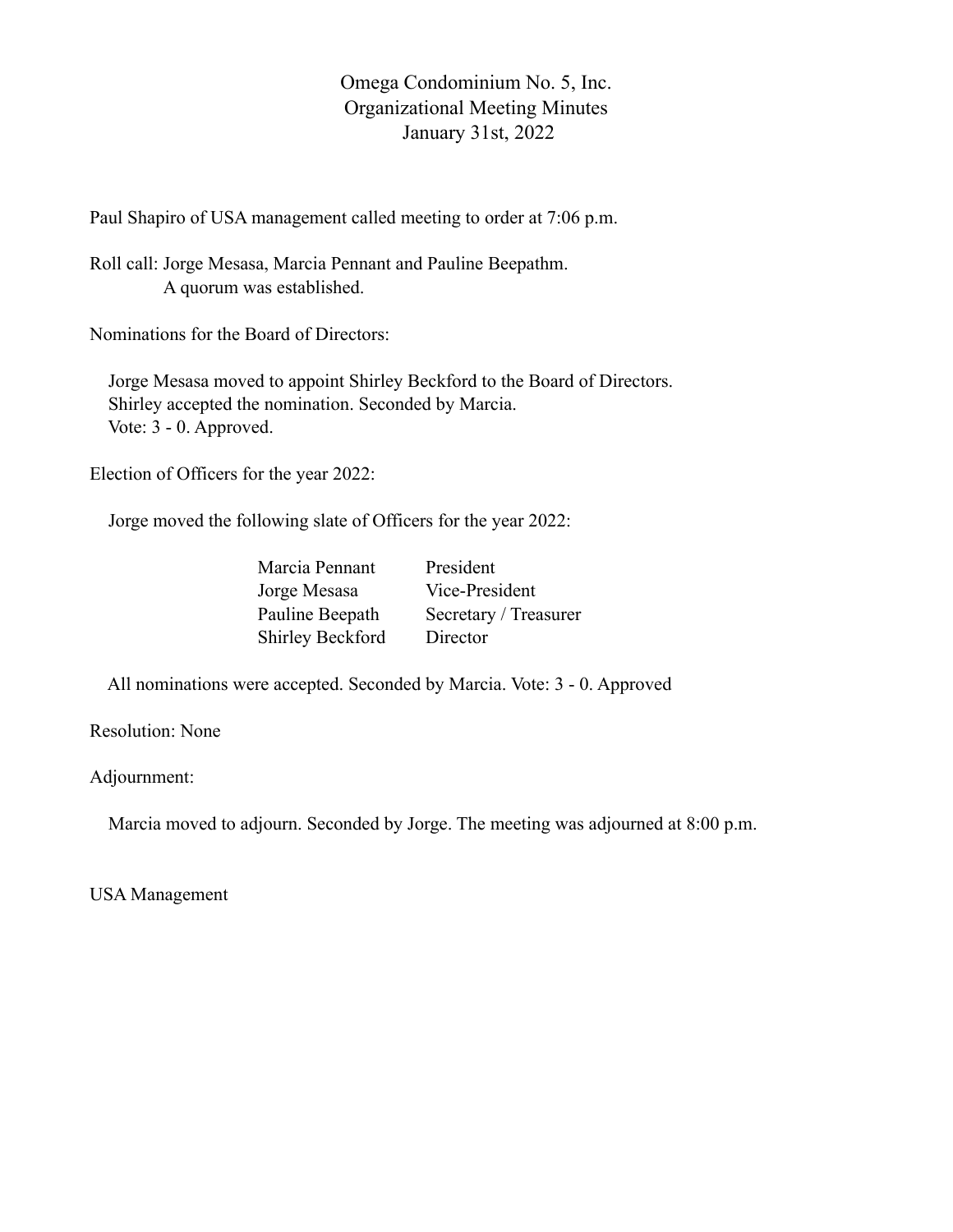# Omega Condominium No. 5, Inc.
## Organizational Meeting Minutes
### January 31st, 2022

Paul Shapiro of USA management called meeting to order at 7:06 p.m.

Roll call: Jorge Mesasa, Marcia Pennant and Pauline Beepathm.
A quorum was established.

Nominations for the Board of Directors:

Jorge Mesasa moved to appoint Shirley Beckford to the Board of Directors.
Shirley accepted the nomination. Seconded by Marcia.
Vote: 3 - 0. Approved.

Election of Officers for the year 2022:

Jorge moved the following slate of Officers for the year 2022:

| | |
|---|---|
| Marcia Pennant | President |
| Jorge Mesasa | Vice-President |
| Pauline Beepath | Secretary / Treasurer |
| Shirley Beckford | Director |

All nominations were accepted. Seconded by Marcia. Vote: 3 - 0. Approved

Resolution: None

Adjournment:

Marcia moved to adjourn. Seconded by Jorge. The meeting was adjourned at 8:00 p.m.

USA Management